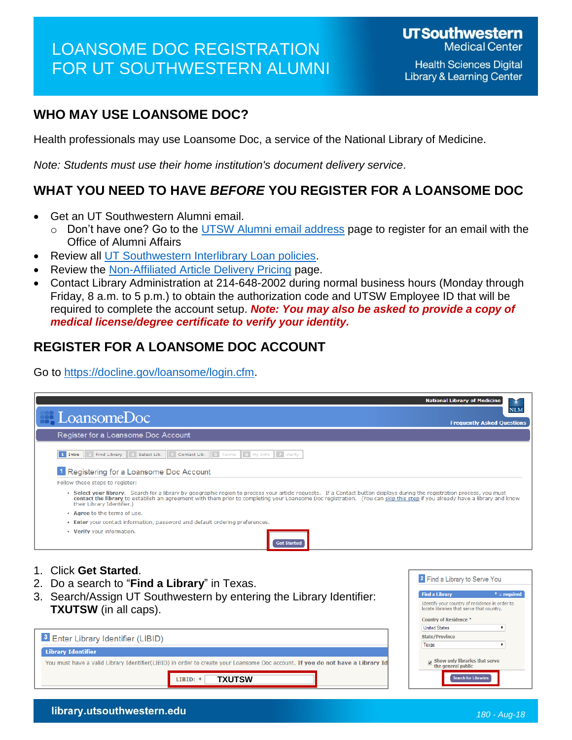# LOANSOME DOC REGISTRATION FOR UT SOUTHWESTERN ALUMNI

UT Southwestern Medical Center
Health Sciences Digital Library & Learning Center

## WHO MAY USE LOANSOME DOC?

Health professionals may use Loansome Doc, a service of the National Library of Medicine.

*Note: Students must use their home institution's document delivery service.*

## WHAT YOU NEED TO HAVE *BEFORE* YOU REGISTER FOR A LOANSOME DOC

- Get an UT Southwestern Alumni email.
  - Don't have one? Go to the UTSW Alumni email address page to register for an email with the Office of Alumni Affairs
- Review all UT Southwestern Interlibrary Loan policies.
- Review the Non-Affiliated Article Delivery Pricing page.
- Contact Library Administration at 214-648-2002 during normal business hours (Monday through Friday, 8 a.m. to 5 p.m.) to obtain the authorization code and UTSW Employee ID that will be required to complete the account setup. ***Note: You may also be asked to provide a copy of medical license/degree certificate to verify your identity.***

## REGISTER FOR A LOANSOME DOC ACCOUNT

Go to https://docline.gov/loansome/login.cfm.

1. Click **Get Started**.
2. Do a search to "**Find a Library**" in Texas.
3. Search/Assign UT Southwestern by entering the Library Identifier: **TXUTSW** (in all caps).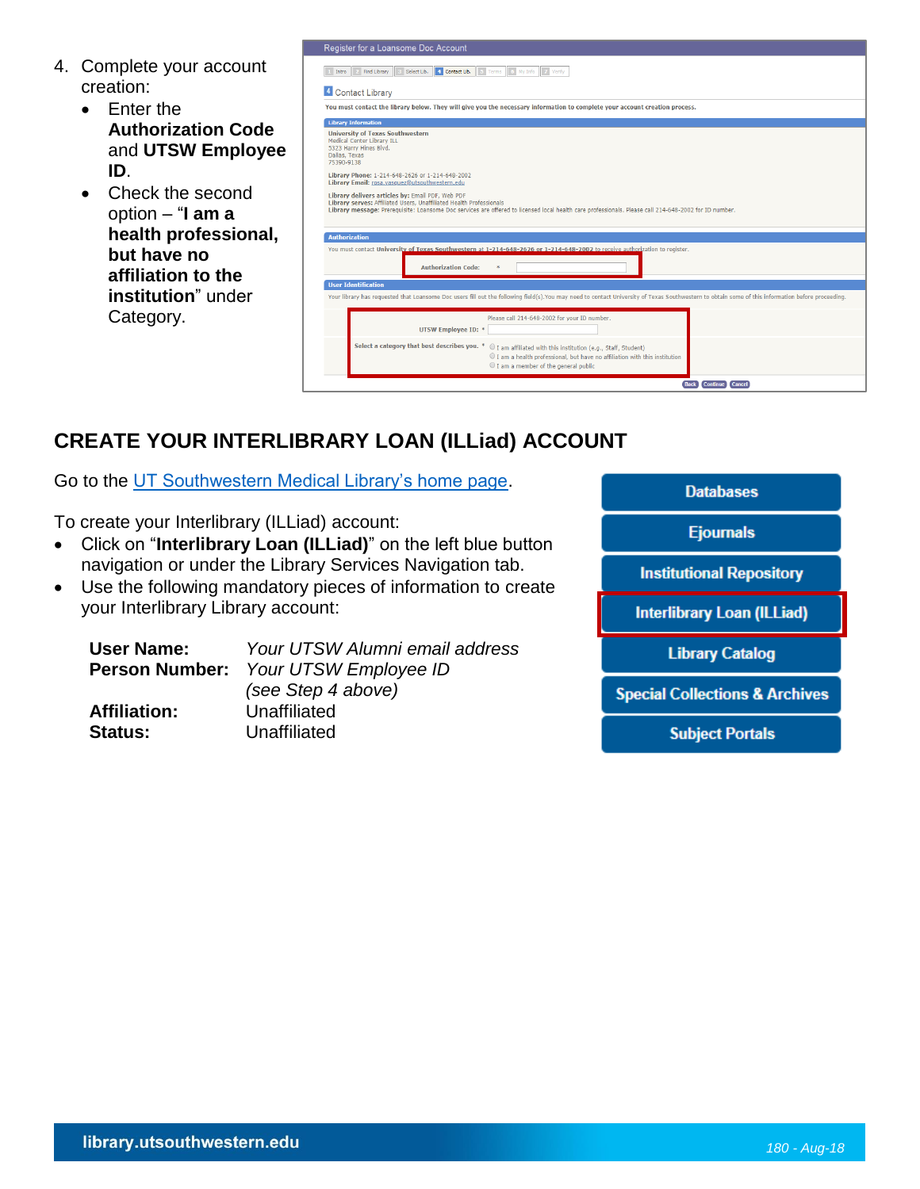4. Complete your account creation:
   - Enter the **Authorization Code** and **UTSW Employee ID**.
   - Check the second option – "**I am a health professional, but have no affiliation to the institution**" under Category.

## CREATE YOUR INTERLIBRARY LOAN (ILLiad) ACCOUNT

Go to the UT Southwestern Medical Library's home page.

To create your Interlibrary (ILLiad) account:

- Click on "**Interlibrary Loan (ILLiad)**" on the left blue button navigation or under the Library Services Navigation tab.
- Use the following mandatory pieces of information to create your Interlibrary Library account:

| | |
|---|---|
| **User Name:** | *Your UTSW Alumni email address* |
| **Person Number:** | *Your UTSW Employee ID (see Step 4 above)* |
| **Affiliation:** | Unaffiliated |
| **Status:** | Unaffiliated |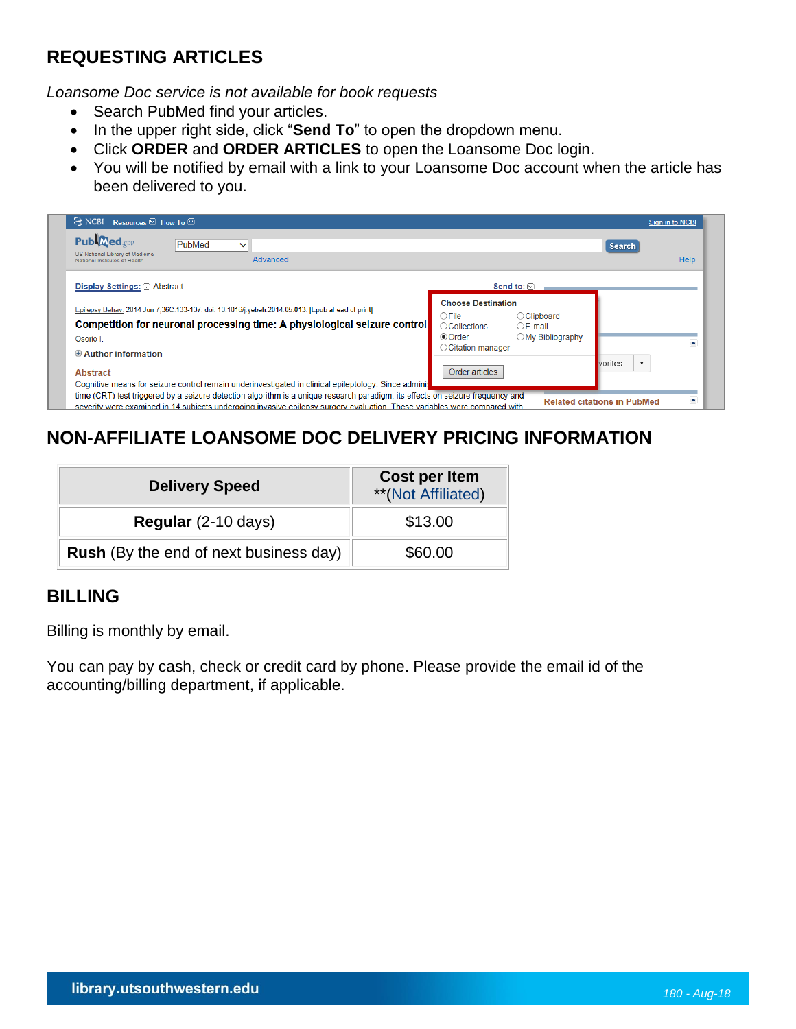## REQUESTING ARTICLES

*Loansome Doc service is not available for book requests*

- Search PubMed find your articles.
- In the upper right side, click "**Send To**" to open the dropdown menu.
- Click **ORDER** and **ORDER ARTICLES** to open the Loansome Doc login.
- You will be notified by email with a link to your Loansome Doc account when the article has been delivered to you.

## NON-AFFILIATE LOANSOME DOC DELIVERY PRICING INFORMATION

| Delivery Speed | Cost per Item **(Not Affiliated) |
|---|---|
| **Regular** (2-10 days) | $13.00 |
| **Rush** (By the end of next business day) | $60.00 |

## BILLING

Billing is monthly by email.

You can pay by cash, check or credit card by phone. Please provide the email id of the accounting/billing department, if applicable.